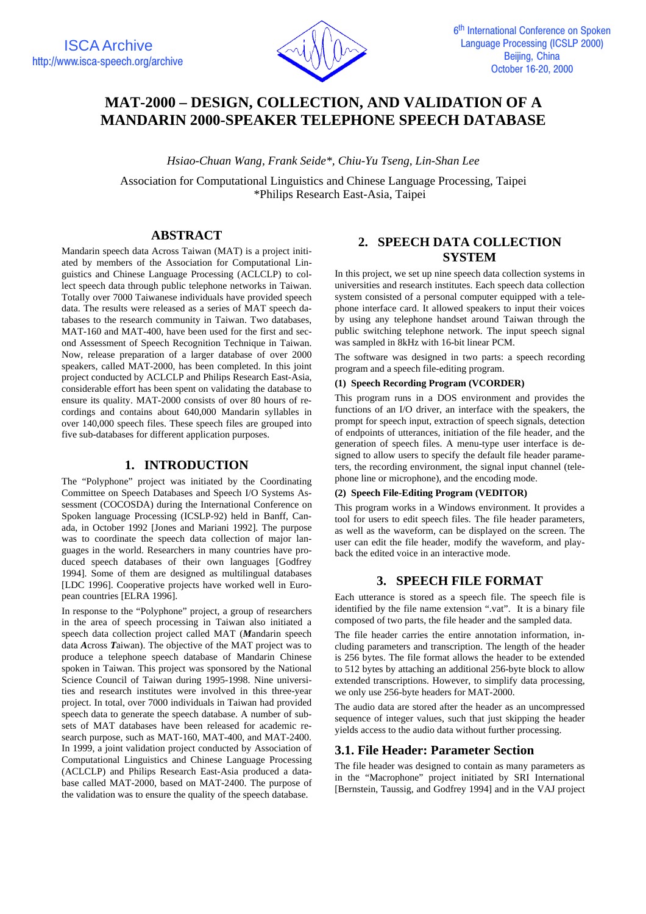# MAT-2000 – DESIGN, COLLECTION, AND VALIDATION OF A MANDARIN 2000-SPEAKER TELEPHONE SPEECH DATABASE

*Hsiao-Chuan Wang, Frank Seide\*, Chiu-Yu Tseng, Lin-Shan Lee*

Association for Computational Linguistics and Chinese Language Processing, Taipei
\*Philips Research East-Asia, Taipei

## ABSTRACT

Mandarin speech data Across Taiwan (MAT) is a project initiated by members of the Association for Computational Linguistics and Chinese Language Processing (ACLCLP) to collect speech data through public telephone networks in Taiwan. Totally over 7000 Taiwanese individuals have provided speech data. The results were released as a series of MAT speech databases to the research community in Taiwan. Two databases, MAT-160 and MAT-400, have been used for the first and second Assessment of Speech Recognition Technique in Taiwan. Now, release preparation of a larger database of over 2000 speakers, called MAT-2000, has been completed. In this joint project conducted by ACLCLP and Philips Research East-Asia, considerable effort has been spent on validating the database to ensure its quality. MAT-2000 consists of over 80 hours of recordings and contains about 640,000 Mandarin syllables in over 140,000 speech files. These speech files are grouped into five sub-databases for different application purposes.

## 1. INTRODUCTION

The "Polyphone" project was initiated by the Coordinating Committee on Speech Databases and Speech I/O Systems Assessment (COCOSDA) during the International Conference on Spoken language Processing (ICSLP-92) held in Banff, Canada, in October 1992 [Jones and Mariani 1992]. The purpose was to coordinate the speech data collection of major languages in the world. Researchers in many countries have produced speech databases of their own languages [Godfrey 1994]. Some of them are designed as multilingual databases [LDC 1996]. Cooperative projects have worked well in European countries [ELRA 1996].

In response to the "Polyphone" project, a group of researchers in the area of speech processing in Taiwan also initiated a speech data collection project called MAT (***M**andarin speech data **A**cross **T**aiwan*). The objective of the MAT project was to produce a telephone speech database of Mandarin Chinese spoken in Taiwan. This project was sponsored by the National Science Council of Taiwan during 1995-1998. Nine universities and research institutes were involved in this three-year project. In total, over 7000 individuals in Taiwan had provided speech data to generate the speech database. A number of subsets of MAT databases have been released for academic research purpose, such as MAT-160, MAT-400, and MAT-2400. In 1999, a joint validation project conducted by Association of Computational Linguistics and Chinese Language Processing (ACLCLP) and Philips Research East-Asia produced a database called MAT-2000, based on MAT-2400. The purpose of the validation was to ensure the quality of the speech database.

## 2. SPEECH DATA COLLECTION SYSTEM

In this project, we set up nine speech data collection systems in universities and research institutes. Each speech data collection system consisted of a personal computer equipped with a telephone interface card. It allowed speakers to input their voices by using any telephone handset around Taiwan through the public switching telephone network. The input speech signal was sampled in 8kHz with 16-bit linear PCM.

The software was designed in two parts: a speech recording program and a speech file-editing program.

**(1) Speech Recording Program (VCORDER)**

This program runs in a DOS environment and provides the functions of an I/O driver, an interface with the speakers, the prompt for speech input, extraction of speech signals, detection of endpoints of utterances, initiation of the file header, and the generation of speech files. A menu-type user interface is designed to allow users to specify the default file header parameters, the recording environment, the signal input channel (telephone line or microphone), and the encoding mode.

**(2) Speech File-Editing Program (VEDITOR)**

This program works in a Windows environment. It provides a tool for users to edit speech files. The file header parameters, as well as the waveform, can be displayed on the screen. The user can edit the file header, modify the waveform, and playback the edited voice in an interactive mode.

## 3. SPEECH FILE FORMAT

Each utterance is stored as a speech file. The speech file is identified by the file name extension ".vat". It is a binary file composed of two parts, the file header and the sampled data.

The file header carries the entire annotation information, including parameters and transcription. The length of the header is 256 bytes. The file format allows the header to be extended to 512 bytes by attaching an additional 256-byte block to allow extended transcriptions. However, to simplify data processing, we only use 256-byte headers for MAT-2000.

The audio data are stored after the header as an uncompressed sequence of integer values, such that just skipping the header yields access to the audio data without further processing.

### 3.1. File Header: Parameter Section

The file header was designed to contain as many parameters as in the "Macrophone" project initiated by SRI International [Bernstein, Taussig, and Godfrey 1994] and in the VAJ project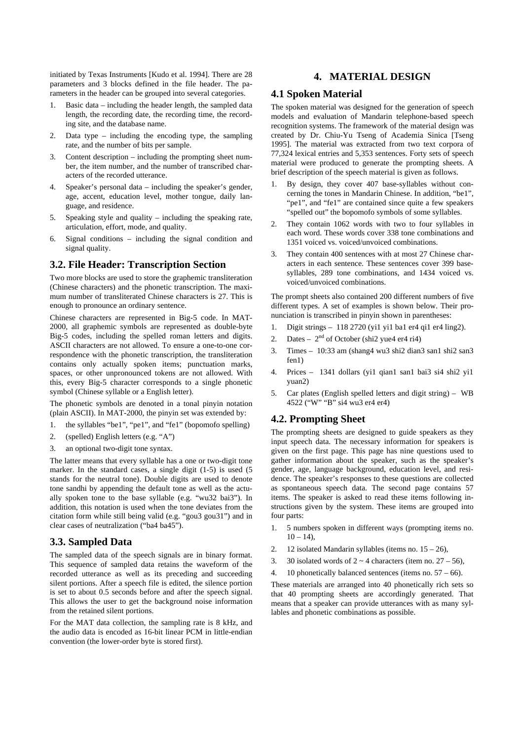initiated by Texas Instruments [Kudo et al. 1994]. There are 28 parameters and 3 blocks defined in the file header. The parameters in the header can be grouped into several categories.

1. Basic data – including the header length, the sampled data length, the recording date, the recording time, the recording site, and the database name.
2. Data type – including the encoding type, the sampling rate, and the number of bits per sample.
3. Content description – including the prompting sheet number, the item number, and the number of transcribed characters of the recorded utterance.
4. Speaker's personal data – including the speaker's gender, age, accent, education level, mother tongue, daily language, and residence.
5. Speaking style and quality – including the speaking rate, articulation, effort, mode, and quality.
6. Signal conditions – including the signal condition and signal quality.

## 3.2. File Header: Transcription Section

Two more blocks are used to store the graphemic transliteration (Chinese characters) and the phonetic transcription. The maximum number of transliterated Chinese characters is 27. This is enough to pronounce an ordinary sentence.

Chinese characters are represented in Big-5 code. In MAT-2000, all graphemic symbols are represented as double-byte Big-5 codes, including the spelled roman letters and digits. ASCII characters are not allowed. To ensure a one-to-one correspondence with the phonetic transcription, the transliteration contains only actually spoken items; punctuation marks, spaces, or other unpronounced tokens are not allowed. With this, every Big-5 character corresponds to a single phonetic symbol (Chinese syllable or a English letter).

The phonetic symbols are denoted in a tonal pinyin notation (plain ASCII). In MAT-2000, the pinyin set was extended by:

1. the syllables "be1", "pe1", and "fe1" (bopomofo spelling)
2. (spelled) English letters (e.g. "A")
3. an optional two-digit tone syntax.

The latter means that every syllable has a one or two-digit tone marker. In the standard cases, a single digit (1-5) is used (5 stands for the neutral tone). Double digits are used to denote tone sandhi by appending the default tone as well as the actually spoken tone to the base syllable (e.g. "wu32 bai3"). In addition, this notation is used when the tone deviates from the citation form while still being valid (e.g. "gou3 gou31") and in clear cases of neutralization ("ba4 ba45").

## 3.3. Sampled Data

The sampled data of the speech signals are in binary format. This sequence of sampled data retains the waveform of the recorded utterance as well as its preceding and succeeding silent portions. After a speech file is edited, the silence portion is set to about 0.5 seconds before and after the speech signal. This allows the user to get the background noise information from the retained silent portions.

For the MAT data collection, the sampling rate is 8 kHz, and the audio data is encoded as 16-bit linear PCM in little-endian convention (the lower-order byte is stored first).

# 4. MATERIAL DESIGN

## 4.1 Spoken Material

The spoken material was designed for the generation of speech models and evaluation of Mandarin telephone-based speech recognition systems. The framework of the material design was created by Dr. Chiu-Yu Tseng of Academia Sinica [Tseng 1995]. The material was extracted from two text corpora of 77,324 lexical entries and 5,353 sentences. Forty sets of speech material were produced to generate the prompting sheets. A brief description of the speech material is given as follows.

1. By design, they cover 407 base-syllables without concerning the tones in Mandarin Chinese. In addition, "be1", "pe1", and "fe1" are contained since quite a few speakers "spelled out" the bopomofo symbols of some syllables.
2. They contain 1062 words with two to four syllables in each word. These words cover 338 tone combinations and 1351 voiced vs. voiced/unvoiced combinations.
3. They contain 400 sentences with at most 27 Chinese characters in each sentence. These sentences cover 399 base-syllables, 289 tone combinations, and 1434 voiced vs. voiced/unvoiced combinations.

The prompt sheets also contained 200 different numbers of five different types. A set of examples is shown below. Their pronunciation is transcribed in pinyin shown in parentheses:

1. Digit strings – 118 2720 (yi1 yi1 ba1 er4 qi1 er4 ling2).
2. Dates – 2nd of October (shi2 yue4 er4 ri4)
3. Times – 10:33 am (shang4 wu3 shi2 dian3 san1 shi2 san3 fen1)
4. Prices – 1341 dollars (yi1 qian1 san1 bai3 si4 shi2 yi1 yuan2)
5. Car plates (English spelled letters and digit string) – WB 4522 ("W" "B" si4 wu3 er4 er4)

## 4.2. Prompting Sheet

The prompting sheets are designed to guide speakers as they input speech data. The necessary information for speakers is given on the first page. This page has nine questions used to gather information about the speaker, such as the speaker's gender, age, language background, education level, and residence. The speaker's responses to these questions are collected as spontaneous speech data. The second page contains 57 items. The speaker is asked to read these items following instructions given by the system. These items are grouped into four parts:

1. 5 numbers spoken in different ways (prompting items no. 10 – 14),
2. 12 isolated Mandarin syllables (items no. 15 – 26),
3. 30 isolated words of 2 ~ 4 characters (item no. 27 – 56),
4. 10 phonetically balanced sentences (items no. 57 – 66).

These materials are arranged into 40 phonetically rich sets so that 40 prompting sheets are accordingly generated. That means that a speaker can provide utterances with as many syllables and phonetic combinations as possible.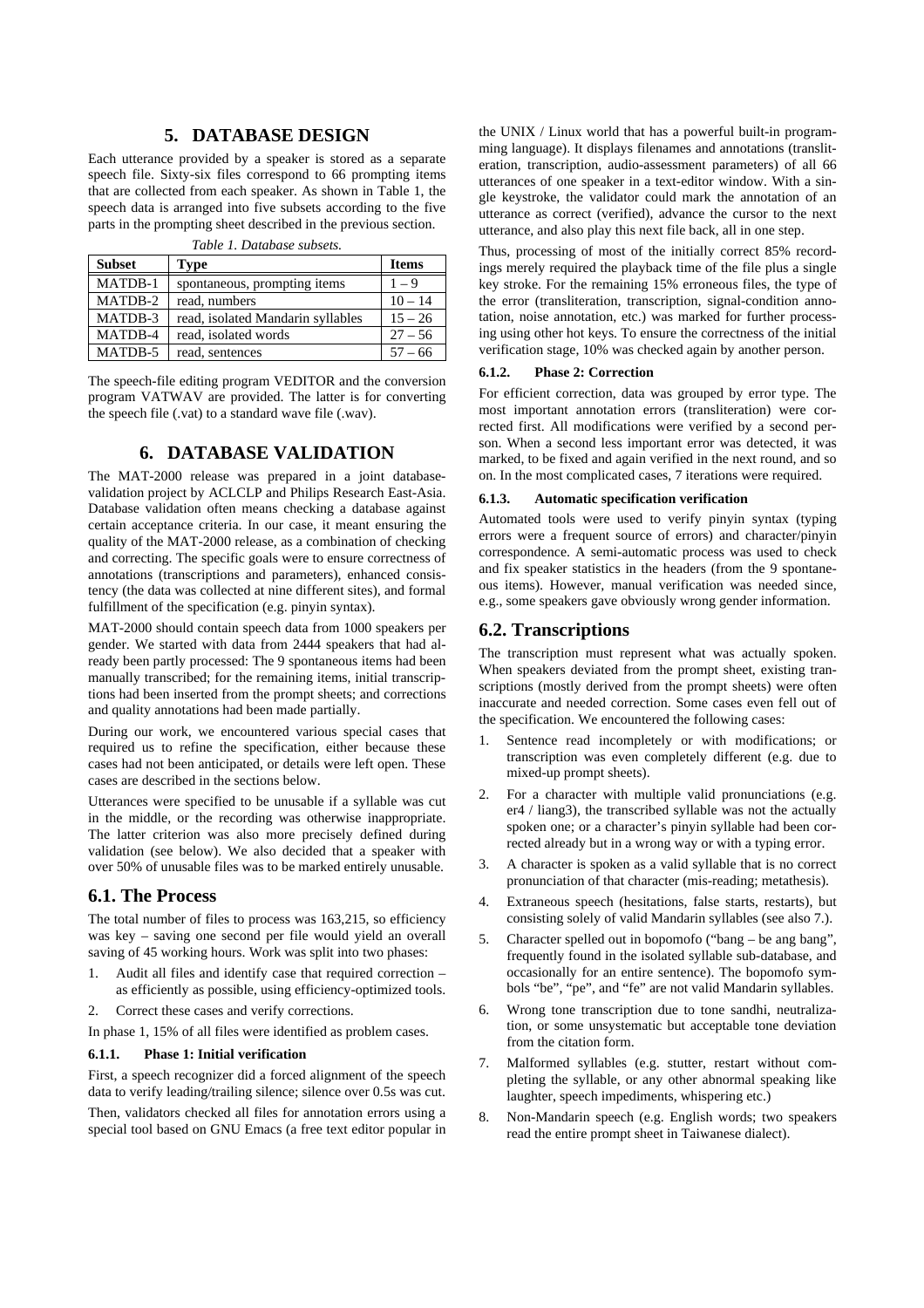# 5. DATABASE DESIGN

Each utterance provided by a speaker is stored as a separate speech file. Sixty-six files correspond to 66 prompting items that are collected from each speaker. As shown in Table 1, the speech data is arranged into five subsets according to the five parts in the prompting sheet described in the previous section.

*Table 1. Database subsets.*

| Subset | Type | Items |
|---|---|---|
| MATDB-1 | spontaneous, prompting items | 1 – 9 |
| MATDB-2 | read, numbers | 10 – 14 |
| MATDB-3 | read, isolated Mandarin syllables | 15 – 26 |
| MATDB-4 | read, isolated words | 27 – 56 |
| MATDB-5 | read, sentences | 57 – 66 |

The speech-file editing program VEDITOR and the conversion program VATWAV are provided. The latter is for converting the speech file (.vat) to a standard wave file (.wav).

# 6. DATABASE VALIDATION

The MAT-2000 release was prepared in a joint database-validation project by ACLCLP and Philips Research East-Asia. Database validation often means checking a database against certain acceptance criteria. In our case, it meant ensuring the quality of the MAT-2000 release, as a combination of checking and correcting. The specific goals were to ensure correctness of annotations (transcriptions and parameters), enhanced consistency (the data was collected at nine different sites), and formal fulfillment of the specification (e.g. pinyin syntax).

MAT-2000 should contain speech data from 1000 speakers per gender. We started with data from 2444 speakers that had already been partly processed: The 9 spontaneous items had been manually transcribed; for the remaining items, initial transcriptions had been inserted from the prompt sheets; and corrections and quality annotations had been made partially.

During our work, we encountered various special cases that required us to refine the specification, either because these cases had not been anticipated, or details were left open. These cases are described in the sections below.

Utterances were specified to be unusable if a syllable was cut in the middle, or the recording was otherwise inappropriate. The latter criterion was also more precisely defined during validation (see below). We also decided that a speaker with over 50% of unusable files was to be marked entirely unusable.

## 6.1. The Process

The total number of files to process was 163,215, so efficiency was key – saving one second per file would yield an overall saving of 45 working hours. Work was split into two phases:

1. Audit all files and identify case that required correction – as efficiently as possible, using efficiency-optimized tools.
2. Correct these cases and verify corrections.

In phase 1, 15% of all files were identified as problem cases.

### 6.1.1. Phase 1: Initial verification

First, a speech recognizer did a forced alignment of the speech data to verify leading/trailing silence; silence over 0.5s was cut.

Then, validators checked all files for annotation errors using a special tool based on GNU Emacs (a free text editor popular in the UNIX / Linux world that has a powerful built-in programming language). It displays filenames and annotations (transliteration, transcription, audio-assessment parameters) of all 66 utterances of one speaker in a text-editor window. With a single keystroke, the validator could mark the annotation of an utterance as correct (verified), advance the cursor to the next utterance, and also play this next file back, all in one step.

Thus, processing of most of the initially correct 85% recordings merely required the playback time of the file plus a single key stroke. For the remaining 15% erroneous files, the type of the error (transliteration, transcription, signal-condition annotation, noise annotation, etc.) was marked for further processing using other hot keys. To ensure the correctness of the initial verification stage, 10% was checked again by another person.

### 6.1.2. Phase 2: Correction

For efficient correction, data was grouped by error type. The most important annotation errors (transliteration) were corrected first. All modifications were verified by a second person. When a second less important error was detected, it was marked, to be fixed and again verified in the next round, and so on. In the most complicated cases, 7 iterations were required.

### 6.1.3. Automatic specification verification

Automated tools were used to verify pinyin syntax (typing errors were a frequent source of errors) and character/pinyin correspondence. A semi-automatic process was used to check and fix speaker statistics in the headers (from the 9 spontaneous items). However, manual verification was needed since, e.g., some speakers gave obviously wrong gender information.

## 6.2. Transcriptions

The transcription must represent what was actually spoken. When speakers deviated from the prompt sheet, existing transcriptions (mostly derived from the prompt sheets) were often inaccurate and needed correction. Some cases even fell out of the specification. We encountered the following cases:

1. Sentence read incompletely or with modifications; or transcription was even completely different (e.g. due to mixed-up prompt sheets).
2. For a character with multiple valid pronunciations (e.g. er4 / liang3), the transcribed syllable was not the actually spoken one; or a character's pinyin syllable had been corrected already but in a wrong way or with a typing error.
3. A character is spoken as a valid syllable that is no correct pronunciation of that character (mis-reading; metathesis).
4. Extraneous speech (hesitations, false starts, restarts), but consisting solely of valid Mandarin syllables (see also 7.).
5. Character spelled out in bopomofo ("bang – be ang bang", frequently found in the isolated syllable sub-database, and occasionally for an entire sentence). The bopomofo symbols "be", "pe", and "fe" are not valid Mandarin syllables.
6. Wrong tone transcription due to tone sandhi, neutralization, or some unsystematic but acceptable tone deviation from the citation form.
7. Malformed syllables (e.g. stutter, restart without completing the syllable, or any other abnormal speaking like laughter, speech impediments, whispering etc.)
8. Non-Mandarin speech (e.g. English words; two speakers read the entire prompt sheet in Taiwanese dialect).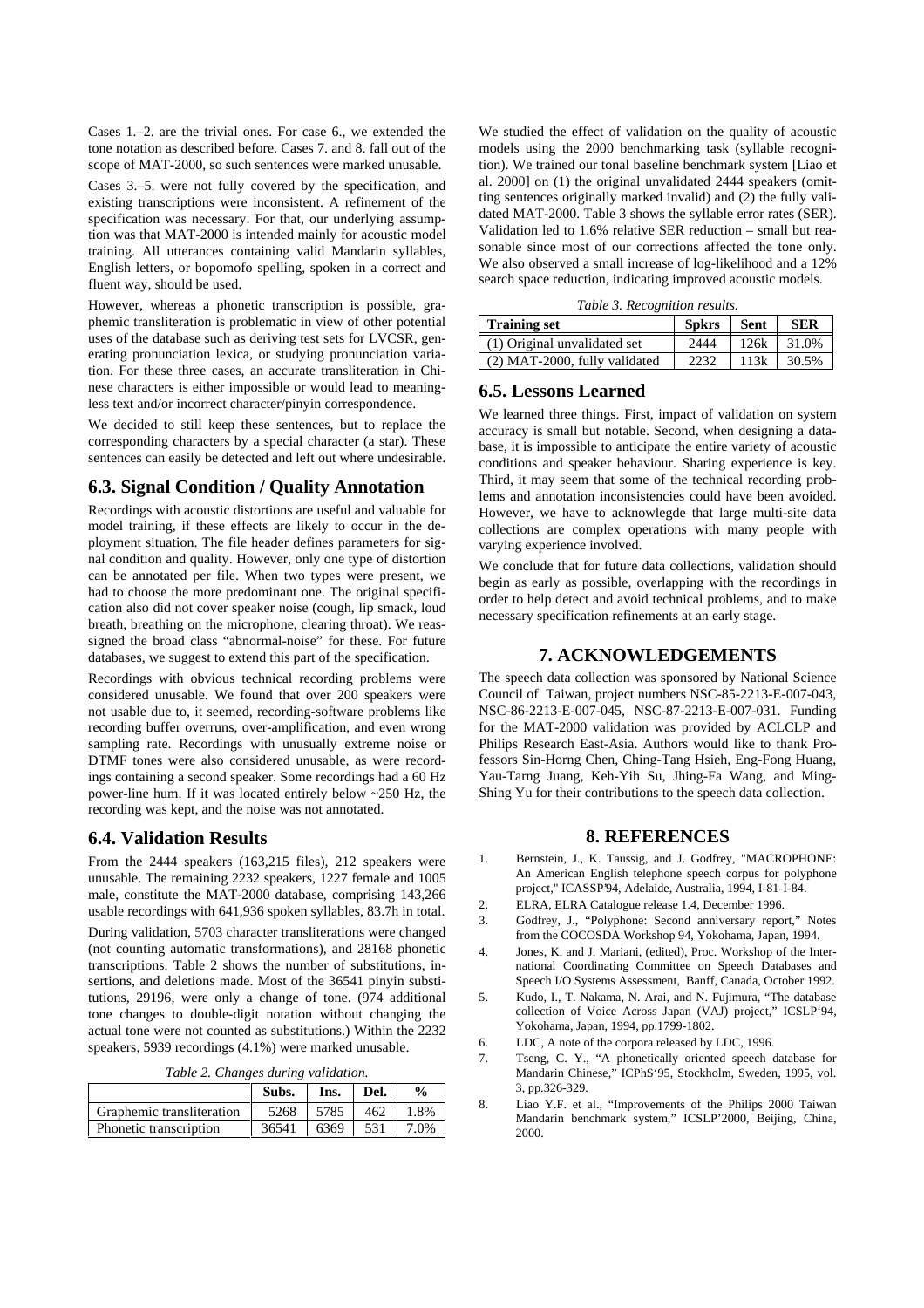Cases 1.–2. are the trivial ones. For case 6., we extended the tone notation as described before. Cases 7. and 8. fall out of the scope of MAT-2000, so such sentences were marked unusable.

Cases 3.–5. were not fully covered by the specification, and existing transcriptions were inconsistent. A refinement of the specification was necessary. For that, our underlying assumption was that MAT-2000 is intended mainly for acoustic model training. All utterances containing valid Mandarin syllables, English letters, or bopomofo spelling, spoken in a correct and fluent way, should be used.

However, whereas a phonetic transcription is possible, graphemic transliteration is problematic in view of other potential uses of the database such as deriving test sets for LVCSR, generating pronunciation lexica, or studying pronunciation variation. For these three cases, an accurate transliteration in Chinese characters is either impossible or would lead to meaningless text and/or incorrect character/pinyin correspondence.

We decided to still keep these sentences, but to replace the corresponding characters by a special character (a star). These sentences can easily be detected and left out where undesirable.

## 6.3. Signal Condition / Quality Annotation

Recordings with acoustic distortions are useful and valuable for model training, if these effects are likely to occur in the deployment situation. The file header defines parameters for signal condition and quality. However, only one type of distortion can be annotated per file. When two types were present, we had to choose the more predominant one. The original specification also did not cover speaker noise (cough, lip smack, loud breath, breathing on the microphone, clearing throat). We reassigned the broad class "abnormal-noise" for these. For future databases, we suggest to extend this part of the specification.

Recordings with obvious technical recording problems were considered unusable. We found that over 200 speakers were not usable due to, it seemed, recording-software problems like recording buffer overruns, over-amplification, and even wrong sampling rate. Recordings with unusually extreme noise or DTMF tones were also considered unusable, as were recordings containing a second speaker. Some recordings had a 60 Hz power-line hum. If it was located entirely below ~250 Hz, the recording was kept, and the noise was not annotated.

## 6.4. Validation Results

From the 2444 speakers (163,215 files), 212 speakers were unusable. The remaining 2232 speakers, 1227 female and 1005 male, constitute the MAT-2000 database, comprising 143,266 usable recordings with 641,936 spoken syllables, 83.7h in total.

During validation, 5703 character transliterations were changed (not counting automatic transformations), and 28168 phonetic transcriptions. Table 2 shows the number of substitutions, insertions, and deletions made. Most of the 36541 pinyin substitutions, 29196, were only a change of tone. (974 additional tone changes to double-digit notation without changing the actual tone were not counted as substitutions.) Within the 2232 speakers, 5939 recordings (4.1%) were marked unusable.

*Table 2. Changes during validation.*

| | Subs. | Ins. | Del. | % |
|---|---|---|---|---|
| Graphemic transliteration | 5268 | 5785 | 462 | 1.8% |
| Phonetic transcription | 36541 | 6369 | 531 | 7.0% |

We studied the effect of validation on the quality of acoustic models using the 2000 benchmarking task (syllable recognition). We trained our tonal baseline benchmark system [Liao et al. 2000] on (1) the original unvalidated 2444 speakers (omitting sentences originally marked invalid) and (2) the fully validated MAT-2000. Table 3 shows the syllable error rates (SER). Validation led to 1.6% relative SER reduction – small but reasonable since most of our corrections affected the tone only. We also observed a small increase of log-likelihood and a 12% search space reduction, indicating improved acoustic models.

*Table 3. Recognition results.*

| Training set | Spkrs | Sent | SER |
|---|---|---|---|
| (1) Original unvalidated set | 2444 | 126k | 31.0% |
| (2) MAT-2000, fully validated | 2232 | 113k | 30.5% |

## 6.5. Lessons Learned

We learned three things. First, impact of validation on system accuracy is small but notable. Second, when designing a database, it is impossible to anticipate the entire variety of acoustic conditions and speaker behaviour. Sharing experience is key. Third, it may seem that some of the technical recording problems and annotation inconsistencies could have been avoided. However, we have to acknowlegde that large multi-site data collections are complex operations with many people with varying experience involved.

We conclude that for future data collections, validation should begin as early as possible, overlapping with the recordings in order to help detect and avoid technical problems, and to make necessary specification refinements at an early stage.

# 7. ACKNOWLEDGEMENTS

The speech data collection was sponsored by National Science Council of Taiwan, project numbers NSC-85-2213-E-007-043, NSC-86-2213-E-007-045, NSC-87-2213-E-007-031. Funding for the MAT-2000 validation was provided by ACLCLP and Philips Research East-Asia. Authors would like to thank Professors Sin-Horng Chen, Ching-Tang Hsieh, Eng-Fong Huang, Yau-Tarng Juang, Keh-Yih Su, Jhing-Fa Wang, and Ming-Shing Yu for their contributions to the speech data collection.

# 8. REFERENCES

1. Bernstein, J., K. Taussig, and J. Godfrey, "MACROPHONE: An American English telephone speech corpus for polyphone project," ICASSP'94, Adelaide, Australia, 1994, I-81-I-84.
2. ELRA, ELRA Catalogue release 1.4, December 1996.
3. Godfrey, J., "Polyphone: Second anniversary report," Notes from the COCOSDA Workshop 94, Yokohama, Japan, 1994.
4. Jones, K. and J. Mariani, (edited), Proc. Workshop of the International Coordinating Committee on Speech Databases and Speech I/O Systems Assessment, Banff, Canada, October 1992.
5. Kudo, I., T. Nakama, N. Arai, and N. Fujimura, "The database collection of Voice Across Japan (VAJ) project," ICSLP'94, Yokohama, Japan, 1994, pp.1799-1802.
6. LDC, A note of the corpora released by LDC, 1996.
7. Tseng, C. Y., "A phonetically oriented speech database for Mandarin Chinese," ICPhS'95, Stockholm, Sweden, 1995, vol. 3, pp.326-329.
8. Liao Y.F. et al., "Improvements of the Philips 2000 Taiwan Mandarin benchmark system," ICSLP'2000, Beijing, China, 2000.